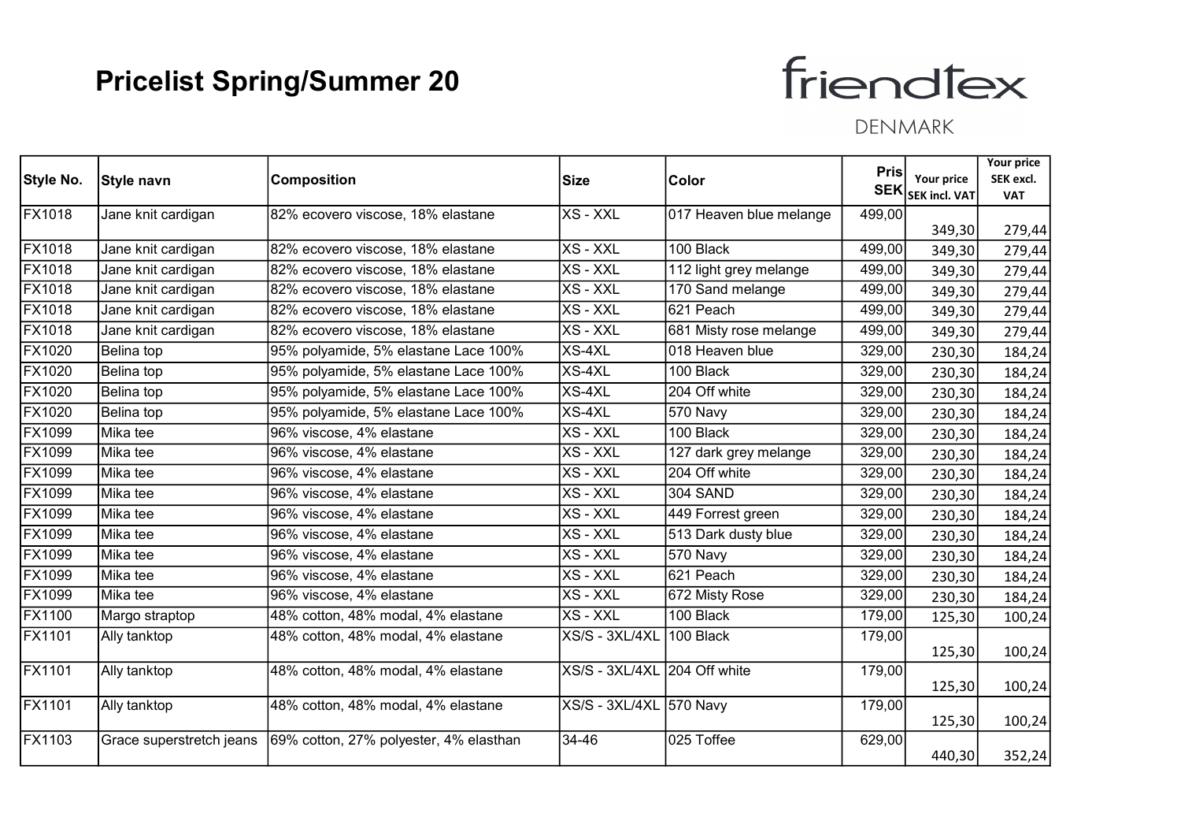# Pricelist Spring/Summer 20

friendtex
DENMARK

| Style No. | Style navn | Composition | Size | Color | Pris SEK | Your price SEK incl. VAT | Your price SEK excl. VAT |
|---|---|---|---|---|---|---|---|
| FX1018 | Jane knit cardigan | 82% ecovero viscose, 18% elastane | XS - XXL | 017 Heaven blue melange | 499,00 | 349,30 | 279,44 |
| FX1018 | Jane knit cardigan | 82% ecovero viscose, 18% elastane | XS - XXL | 100 Black | 499,00 | 349,30 | 279,44 |
| FX1018 | Jane knit cardigan | 82% ecovero viscose, 18% elastane | XS - XXL | 112 light grey melange | 499,00 | 349,30 | 279,44 |
| FX1018 | Jane knit cardigan | 82% ecovero viscose, 18% elastane | XS - XXL | 170 Sand melange | 499,00 | 349,30 | 279,44 |
| FX1018 | Jane knit cardigan | 82% ecovero viscose, 18% elastane | XS - XXL | 621 Peach | 499,00 | 349,30 | 279,44 |
| FX1018 | Jane knit cardigan | 82% ecovero viscose, 18% elastane | XS - XXL | 681 Misty rose melange | 499,00 | 349,30 | 279,44 |
| FX1020 | Belina top | 95% polyamide, 5% elastane Lace 100% | XS-4XL | 018 Heaven blue | 329,00 | 230,30 | 184,24 |
| FX1020 | Belina top | 95% polyamide, 5% elastane Lace 100% | XS-4XL | 100 Black | 329,00 | 230,30 | 184,24 |
| FX1020 | Belina top | 95% polyamide, 5% elastane Lace 100% | XS-4XL | 204 Off white | 329,00 | 230,30 | 184,24 |
| FX1020 | Belina top | 95% polyamide, 5% elastane Lace 100% | XS-4XL | 570 Navy | 329,00 | 230,30 | 184,24 |
| FX1099 | Mika tee | 96% viscose, 4% elastane | XS - XXL | 100 Black | 329,00 | 230,30 | 184,24 |
| FX1099 | Mika tee | 96% viscose, 4% elastane | XS - XXL | 127 dark grey melange | 329,00 | 230,30 | 184,24 |
| FX1099 | Mika tee | 96% viscose, 4% elastane | XS - XXL | 204 Off white | 329,00 | 230,30 | 184,24 |
| FX1099 | Mika tee | 96% viscose, 4% elastane | XS - XXL | 304 SAND | 329,00 | 230,30 | 184,24 |
| FX1099 | Mika tee | 96% viscose, 4% elastane | XS - XXL | 449 Forrest green | 329,00 | 230,30 | 184,24 |
| FX1099 | Mika tee | 96% viscose, 4% elastane | XS - XXL | 513 Dark dusty blue | 329,00 | 230,30 | 184,24 |
| FX1099 | Mika tee | 96% viscose, 4% elastane | XS - XXL | 570 Navy | 329,00 | 230,30 | 184,24 |
| FX1099 | Mika tee | 96% viscose, 4% elastane | XS - XXL | 621 Peach | 329,00 | 230,30 | 184,24 |
| FX1099 | Mika tee | 96% viscose, 4% elastane | XS - XXL | 672 Misty Rose | 329,00 | 230,30 | 184,24 |
| FX1100 | Margo straptop | 48% cotton, 48% modal, 4% elastane | XS - XXL | 100 Black | 179,00 | 125,30 | 100,24 |
| FX1101 | Ally tanktop | 48% cotton, 48% modal, 4% elastane | XS/S - 3XL/4XL | 100 Black | 179,00 | 125,30 | 100,24 |
| FX1101 | Ally tanktop | 48% cotton, 48% modal, 4% elastane | XS/S - 3XL/4XL | 204 Off white | 179,00 | 125,30 | 100,24 |
| FX1101 | Ally tanktop | 48% cotton, 48% modal, 4% elastane | XS/S - 3XL/4XL | 570 Navy | 179,00 | 125,30 | 100,24 |
| FX1103 | Grace superstretch jeans | 69% cotton, 27% polyester, 4% elasthan | 34-46 | 025 Toffee | 629,00 | 440,30 | 352,24 |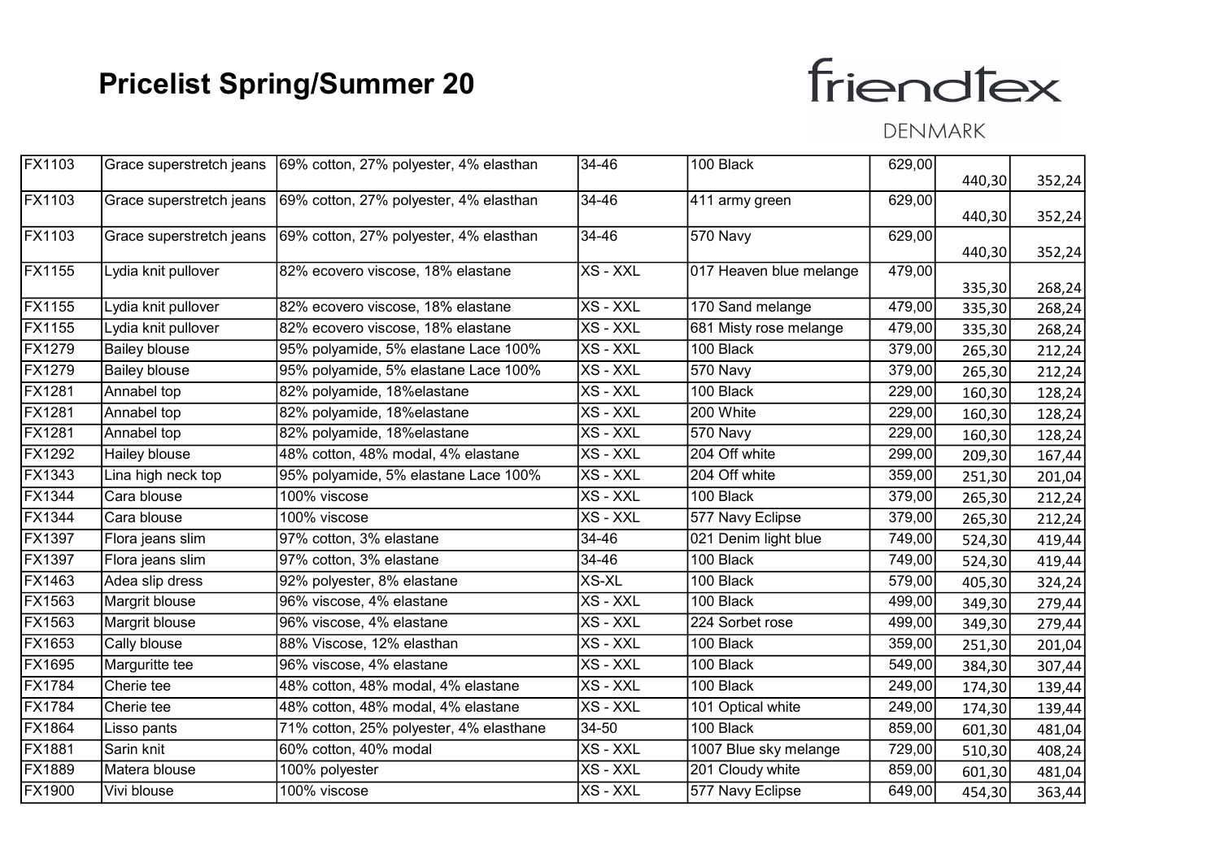# Pricelist Spring/Summer 20

friendtex
DENMARK

| | | | | | | | |
|---|---|---|---|---|---|---|---|
| FX1103 | Grace superstretch jeans | 69% cotton, 27% polyester, 4% elasthan | 34-46 | 100 Black | 629,00 | 440,30 | 352,24 |
| FX1103 | Grace superstretch jeans | 69% cotton, 27% polyester, 4% elasthan | 34-46 | 411 army green | 629,00 | 440,30 | 352,24 |
| FX1103 | Grace superstretch jeans | 69% cotton, 27% polyester, 4% elasthan | 34-46 | 570 Navy | 629,00 | 440,30 | 352,24 |
| FX1155 | Lydia knit pullover | 82% ecovero viscose, 18% elastane | XS - XXL | 017 Heaven blue melange | 479,00 | 335,30 | 268,24 |
| FX1155 | Lydia knit pullover | 82% ecovero viscose, 18% elastane | XS - XXL | 170 Sand melange | 479,00 | 335,30 | 268,24 |
| FX1155 | Lydia knit pullover | 82% ecovero viscose, 18% elastane | XS - XXL | 681 Misty rose melange | 479,00 | 335,30 | 268,24 |
| FX1279 | Bailey blouse | 95% polyamide, 5% elastane Lace 100% | XS - XXL | 100 Black | 379,00 | 265,30 | 212,24 |
| FX1279 | Bailey blouse | 95% polyamide, 5% elastane Lace 100% | XS - XXL | 570 Navy | 379,00 | 265,30 | 212,24 |
| FX1281 | Annabel top | 82% polyamide, 18%elastane | XS - XXL | 100 Black | 229,00 | 160,30 | 128,24 |
| FX1281 | Annabel top | 82% polyamide, 18%elastane | XS - XXL | 200 White | 229,00 | 160,30 | 128,24 |
| FX1281 | Annabel top | 82% polyamide, 18%elastane | XS - XXL | 570 Navy | 229,00 | 160,30 | 128,24 |
| FX1292 | Hailey blouse | 48% cotton, 48% modal, 4% elastane | XS - XXL | 204 Off white | 299,00 | 209,30 | 167,44 |
| FX1343 | Lina high neck top | 95% polyamide, 5% elastane Lace 100% | XS - XXL | 204 Off white | 359,00 | 251,30 | 201,04 |
| FX1344 | Cara blouse | 100% viscose | XS - XXL | 100 Black | 379,00 | 265,30 | 212,24 |
| FX1344 | Cara blouse | 100% viscose | XS - XXL | 577 Navy Eclipse | 379,00 | 265,30 | 212,24 |
| FX1397 | Flora jeans slim | 97% cotton, 3% elastane | 34-46 | 021 Denim light blue | 749,00 | 524,30 | 419,44 |
| FX1397 | Flora jeans slim | 97% cotton, 3% elastane | 34-46 | 100 Black | 749,00 | 524,30 | 419,44 |
| FX1463 | Adea slip dress | 92% polyester, 8% elastane | XS-XL | 100 Black | 579,00 | 405,30 | 324,24 |
| FX1563 | Margrit blouse | 96% viscose, 4% elastane | XS - XXL | 100 Black | 499,00 | 349,30 | 279,44 |
| FX1563 | Margrit blouse | 96% viscose, 4% elastane | XS - XXL | 224 Sorbet rose | 499,00 | 349,30 | 279,44 |
| FX1653 | Cally blouse | 88% Viscose, 12% elasthan | XS - XXL | 100 Black | 359,00 | 251,30 | 201,04 |
| FX1695 | Marguritte tee | 96% viscose, 4% elastane | XS - XXL | 100 Black | 549,00 | 384,30 | 307,44 |
| FX1784 | Cherie tee | 48% cotton, 48% modal, 4% elastane | XS - XXL | 100 Black | 249,00 | 174,30 | 139,44 |
| FX1784 | Cherie tee | 48% cotton, 48% modal, 4% elastane | XS - XXL | 101 Optical white | 249,00 | 174,30 | 139,44 |
| FX1864 | Lisso pants | 71% cotton, 25% polyester, 4% elasthane | 34-50 | 100 Black | 859,00 | 601,30 | 481,04 |
| FX1881 | Sarin knit | 60% cotton, 40% modal | XS - XXL | 1007 Blue sky melange | 729,00 | 510,30 | 408,24 |
| FX1889 | Matera blouse | 100% polyester | XS - XXL | 201 Cloudy white | 859,00 | 601,30 | 481,04 |
| FX1900 | Vivi blouse | 100% viscose | XS - XXL | 577 Navy Eclipse | 649,00 | 454,30 | 363,44 |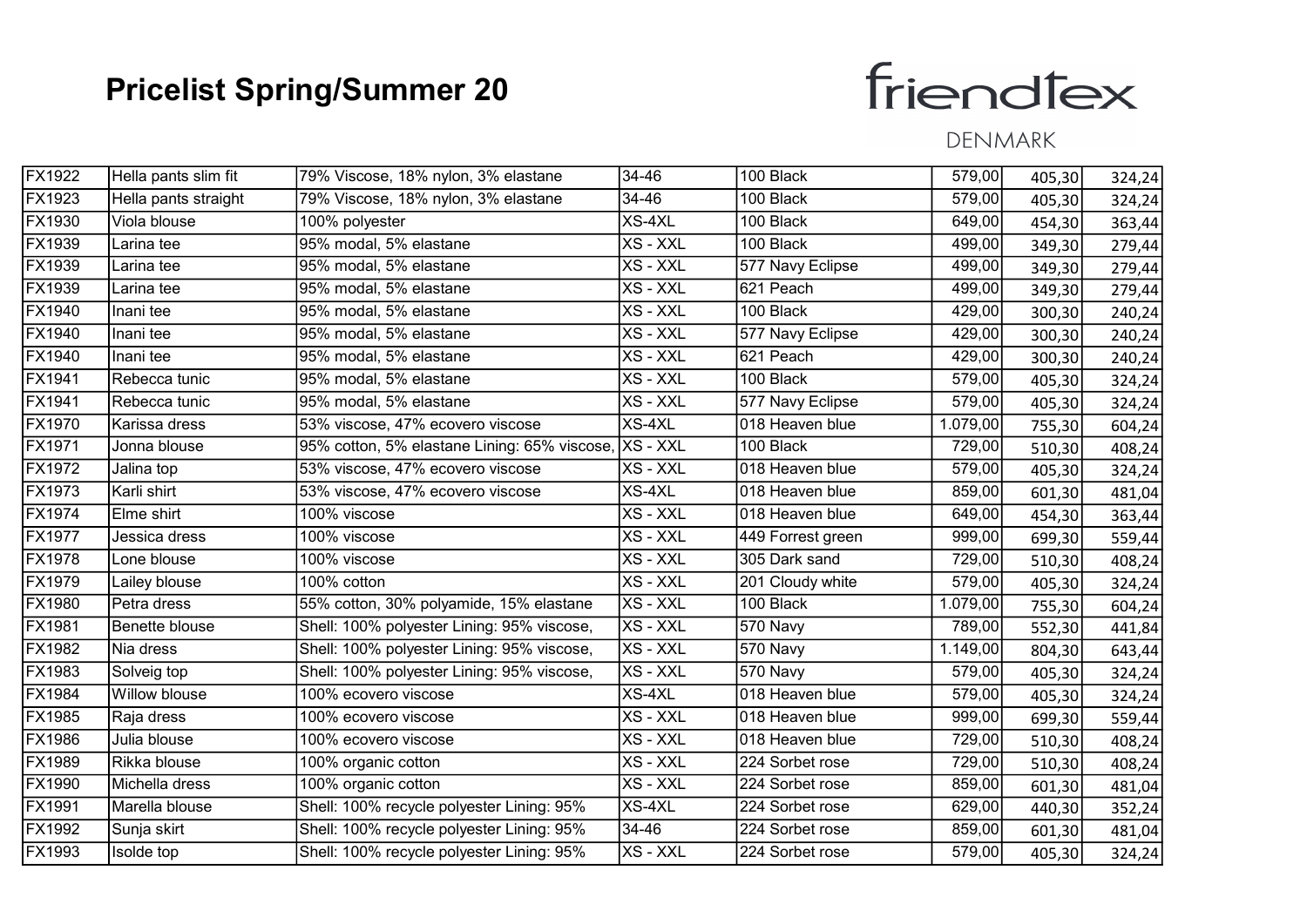# Pricelist Spring/Summer 20

friendtex DENMARK

| | | | | | | | |
|---|---|---|---|---|---|---|---|
| FX1922 | Hella pants slim fit | 79% Viscose, 18% nylon, 3% elastane | 34-46 | 100 Black | 579,00 | 405,30 | 324,24 |
| FX1923 | Hella pants straight | 79% Viscose, 18% nylon, 3% elastane | 34-46 | 100 Black | 579,00 | 405,30 | 324,24 |
| FX1930 | Viola blouse | 100% polyester | XS-4XL | 100 Black | 649,00 | 454,30 | 363,44 |
| FX1939 | Larina tee | 95% modal, 5% elastane | XS - XXL | 100 Black | 499,00 | 349,30 | 279,44 |
| FX1939 | Larina tee | 95% modal, 5% elastane | XS - XXL | 577 Navy Eclipse | 499,00 | 349,30 | 279,44 |
| FX1939 | Larina tee | 95% modal, 5% elastane | XS - XXL | 621 Peach | 499,00 | 349,30 | 279,44 |
| FX1940 | Inani tee | 95% modal, 5% elastane | XS - XXL | 100 Black | 429,00 | 300,30 | 240,24 |
| FX1940 | Inani tee | 95% modal, 5% elastane | XS - XXL | 577 Navy Eclipse | 429,00 | 300,30 | 240,24 |
| FX1940 | Inani tee | 95% modal, 5% elastane | XS - XXL | 621 Peach | 429,00 | 300,30 | 240,24 |
| FX1941 | Rebecca tunic | 95% modal, 5% elastane | XS - XXL | 100 Black | 579,00 | 405,30 | 324,24 |
| FX1941 | Rebecca tunic | 95% modal, 5% elastane | XS - XXL | 577 Navy Eclipse | 579,00 | 405,30 | 324,24 |
| FX1970 | Karissa dress | 53% viscose, 47% ecovero viscose | XS-4XL | 018 Heaven blue | 1.079,00 | 755,30 | 604,24 |
| FX1971 | Jonna blouse | 95% cotton, 5% elastane Lining: 65% viscose, | XS - XXL | 100 Black | 729,00 | 510,30 | 408,24 |
| FX1972 | Jalina top | 53% viscose, 47% ecovero viscose | XS - XXL | 018 Heaven blue | 579,00 | 405,30 | 324,24 |
| FX1973 | Karli shirt | 53% viscose, 47% ecovero viscose | XS-4XL | 018 Heaven blue | 859,00 | 601,30 | 481,04 |
| FX1974 | Elme shirt | 100% viscose | XS - XXL | 018 Heaven blue | 649,00 | 454,30 | 363,44 |
| FX1977 | Jessica dress | 100% viscose | XS - XXL | 449 Forrest green | 999,00 | 699,30 | 559,44 |
| FX1978 | Lone blouse | 100% viscose | XS - XXL | 305 Dark sand | 729,00 | 510,30 | 408,24 |
| FX1979 | Lailey blouse | 100% cotton | XS - XXL | 201 Cloudy white | 579,00 | 405,30 | 324,24 |
| FX1980 | Petra dress | 55% cotton, 30% polyamide, 15% elastane | XS - XXL | 100 Black | 1.079,00 | 755,30 | 604,24 |
| FX1981 | Benette blouse | Shell: 100% polyester Lining: 95% viscose, | XS - XXL | 570 Navy | 789,00 | 552,30 | 441,84 |
| FX1982 | Nia dress | Shell: 100% polyester Lining: 95% viscose, | XS - XXL | 570 Navy | 1.149,00 | 804,30 | 643,44 |
| FX1983 | Solveig top | Shell: 100% polyester Lining: 95% viscose, | XS - XXL | 570 Navy | 579,00 | 405,30 | 324,24 |
| FX1984 | Willow blouse | 100% ecovero viscose | XS-4XL | 018 Heaven blue | 579,00 | 405,30 | 324,24 |
| FX1985 | Raja dress | 100% ecovero viscose | XS - XXL | 018 Heaven blue | 999,00 | 699,30 | 559,44 |
| FX1986 | Julia blouse | 100% ecovero viscose | XS - XXL | 018 Heaven blue | 729,00 | 510,30 | 408,24 |
| FX1989 | Rikka blouse | 100% organic cotton | XS - XXL | 224 Sorbet rose | 729,00 | 510,30 | 408,24 |
| FX1990 | Michella dress | 100% organic cotton | XS - XXL | 224 Sorbet rose | 859,00 | 601,30 | 481,04 |
| FX1991 | Marella blouse | Shell: 100% recycle polyester Lining: 95% | XS-4XL | 224 Sorbet rose | 629,00 | 440,30 | 352,24 |
| FX1992 | Sunja skirt | Shell: 100% recycle polyester Lining: 95% | 34-46 | 224 Sorbet rose | 859,00 | 601,30 | 481,04 |
| FX1993 | Isolde top | Shell: 100% recycle polyester Lining: 95% | XS - XXL | 224 Sorbet rose | 579,00 | 405,30 | 324,24 |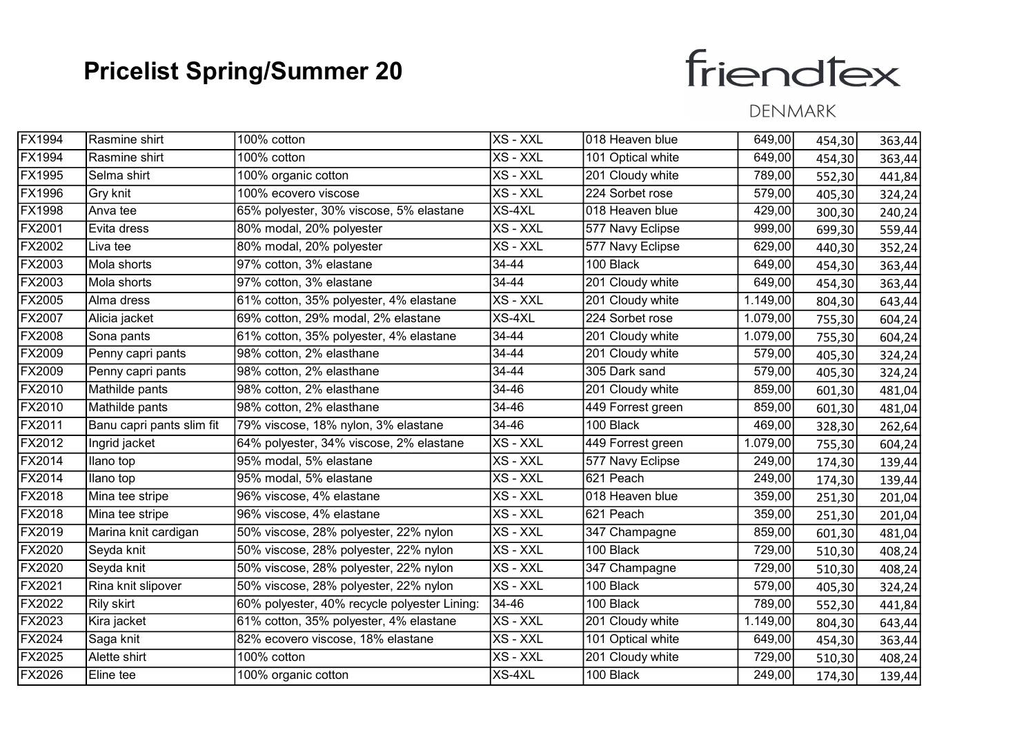# Pricelist Spring/Summer 20

friendtex DENMARK

| FX1994 | Rasmine shirt | 100% cotton | XS - XXL | 018 Heaven blue | 649,00 | 454,30 | 363,44 |
|---|---|---|---|---|---|---|---|
| FX1994 | Rasmine shirt | 100% cotton | XS - XXL | 101 Optical white | 649,00 | 454,30 | 363,44 |
| FX1995 | Selma shirt | 100% organic cotton | XS - XXL | 201 Cloudy white | 789,00 | 552,30 | 441,84 |
| FX1996 | Gry knit | 100% ecovero viscose | XS - XXL | 224 Sorbet rose | 579,00 | 405,30 | 324,24 |
| FX1998 | Anva tee | 65% polyester, 30% viscose, 5% elastane | XS-4XL | 018 Heaven blue | 429,00 | 300,30 | 240,24 |
| FX2001 | Evita dress | 80% modal, 20% polyester | XS - XXL | 577 Navy Eclipse | 999,00 | 699,30 | 559,44 |
| FX2002 | Liva tee | 80% modal, 20% polyester | XS - XXL | 577 Navy Eclipse | 629,00 | 440,30 | 352,24 |
| FX2003 | Mola shorts | 97% cotton, 3% elastane | 34-44 | 100 Black | 649,00 | 454,30 | 363,44 |
| FX2003 | Mola shorts | 97% cotton, 3% elastane | 34-44 | 201 Cloudy white | 649,00 | 454,30 | 363,44 |
| FX2005 | Alma dress | 61% cotton, 35% polyester, 4% elastane | XS - XXL | 201 Cloudy white | 1.149,00 | 804,30 | 643,44 |
| FX2007 | Alicia jacket | 69% cotton, 29% modal, 2% elastane | XS-4XL | 224 Sorbet rose | 1.079,00 | 755,30 | 604,24 |
| FX2008 | Sona pants | 61% cotton, 35% polyester, 4% elastane | 34-44 | 201 Cloudy white | 1.079,00 | 755,30 | 604,24 |
| FX2009 | Penny capri pants | 98% cotton, 2% elasthane | 34-44 | 201 Cloudy white | 579,00 | 405,30 | 324,24 |
| FX2009 | Penny capri pants | 98% cotton, 2% elasthane | 34-44 | 305 Dark sand | 579,00 | 405,30 | 324,24 |
| FX2010 | Mathilde pants | 98% cotton, 2% elasthane | 34-46 | 201 Cloudy white | 859,00 | 601,30 | 481,04 |
| FX2010 | Mathilde pants | 98% cotton, 2% elasthane | 34-46 | 449 Forrest green | 859,00 | 601,30 | 481,04 |
| FX2011 | Banu capri pants slim fit | 79% viscose, 18% nylon, 3% elastane | 34-46 | 100 Black | 469,00 | 328,30 | 262,64 |
| FX2012 | Ingrid jacket | 64% polyester, 34% viscose, 2% elastane | XS - XXL | 449 Forrest green | 1.079,00 | 755,30 | 604,24 |
| FX2014 | Ilano top | 95% modal, 5% elastane | XS - XXL | 577 Navy Eclipse | 249,00 | 174,30 | 139,44 |
| FX2014 | Ilano top | 95% modal, 5% elastane | XS - XXL | 621 Peach | 249,00 | 174,30 | 139,44 |
| FX2018 | Mina tee stripe | 96% viscose, 4% elastane | XS - XXL | 018 Heaven blue | 359,00 | 251,30 | 201,04 |
| FX2018 | Mina tee stripe | 96% viscose, 4% elastane | XS - XXL | 621 Peach | 359,00 | 251,30 | 201,04 |
| FX2019 | Marina knit cardigan | 50% viscose, 28% polyester, 22% nylon | XS - XXL | 347 Champagne | 859,00 | 601,30 | 481,04 |
| FX2020 | Seyda knit | 50% viscose, 28% polyester, 22% nylon | XS - XXL | 100 Black | 729,00 | 510,30 | 408,24 |
| FX2020 | Seyda knit | 50% viscose, 28% polyester, 22% nylon | XS - XXL | 347 Champagne | 729,00 | 510,30 | 408,24 |
| FX2021 | Rina knit slipover | 50% viscose, 28% polyester, 22% nylon | XS - XXL | 100 Black | 579,00 | 405,30 | 324,24 |
| FX2022 | Rily skirt | 60% polyester, 40% recycle polyester Lining: | 34-46 | 100 Black | 789,00 | 552,30 | 441,84 |
| FX2023 | Kira jacket | 61% cotton, 35% polyester, 4% elastane | XS - XXL | 201 Cloudy white | 1.149,00 | 804,30 | 643,44 |
| FX2024 | Saga knit | 82% ecovero viscose, 18% elastane | XS - XXL | 101 Optical white | 649,00 | 454,30 | 363,44 |
| FX2025 | Alette shirt | 100% cotton | XS - XXL | 201 Cloudy white | 729,00 | 510,30 | 408,24 |
| FX2026 | Eline tee | 100% organic cotton | XS-4XL | 100 Black | 249,00 | 174,30 | 139,44 |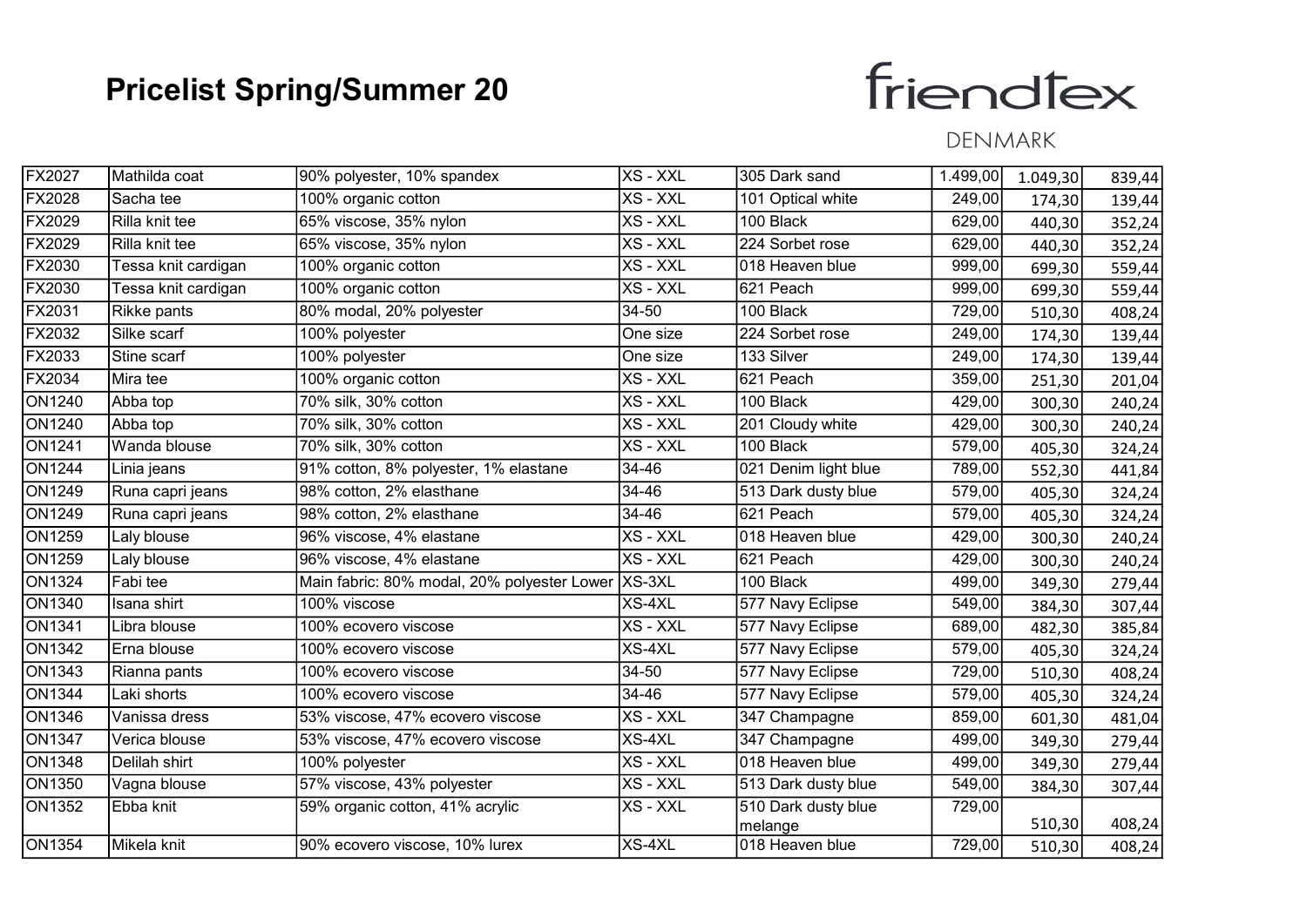# Pricelist Spring/Summer 20

friendtex
DENMARK

| | | | | | | | |
|---|---|---|---|---|---|---|---|
| FX2027 | Mathilda coat | 90% polyester, 10% spandex | XS - XXL | 305 Dark sand | 1.499,00 | 1.049,30 | 839,44 |
| FX2028 | Sacha tee | 100% organic cotton | XS - XXL | 101 Optical white | 249,00 | 174,30 | 139,44 |
| FX2029 | Rilla knit tee | 65% viscose, 35% nylon | XS - XXL | 100 Black | 629,00 | 440,30 | 352,24 |
| FX2029 | Rilla knit tee | 65% viscose, 35% nylon | XS - XXL | 224 Sorbet rose | 629,00 | 440,30 | 352,24 |
| FX2030 | Tessa knit cardigan | 100% organic cotton | XS - XXL | 018 Heaven blue | 999,00 | 699,30 | 559,44 |
| FX2030 | Tessa knit cardigan | 100% organic cotton | XS - XXL | 621 Peach | 999,00 | 699,30 | 559,44 |
| FX2031 | Rikke pants | 80% modal, 20% polyester | 34-50 | 100 Black | 729,00 | 510,30 | 408,24 |
| FX2032 | Silke scarf | 100% polyester | One size | 224 Sorbet rose | 249,00 | 174,30 | 139,44 |
| FX2033 | Stine scarf | 100% polyester | One size | 133 Silver | 249,00 | 174,30 | 139,44 |
| FX2034 | Mira tee | 100% organic cotton | XS - XXL | 621 Peach | 359,00 | 251,30 | 201,04 |
| ON1240 | Abba top | 70% silk, 30% cotton | XS - XXL | 100 Black | 429,00 | 300,30 | 240,24 |
| ON1240 | Abba top | 70% silk, 30% cotton | XS - XXL | 201 Cloudy white | 429,00 | 300,30 | 240,24 |
| ON1241 | Wanda blouse | 70% silk, 30% cotton | XS - XXL | 100 Black | 579,00 | 405,30 | 324,24 |
| ON1244 | Linia jeans | 91% cotton, 8% polyester, 1% elastane | 34-46 | 021 Denim light blue | 789,00 | 552,30 | 441,84 |
| ON1249 | Runa capri jeans | 98% cotton, 2% elasthane | 34-46 | 513 Dark dusty blue | 579,00 | 405,30 | 324,24 |
| ON1249 | Runa capri jeans | 98% cotton, 2% elasthane | 34-46 | 621 Peach | 579,00 | 405,30 | 324,24 |
| ON1259 | Laly blouse | 96% viscose, 4% elastane | XS - XXL | 018 Heaven blue | 429,00 | 300,30 | 240,24 |
| ON1259 | Laly blouse | 96% viscose, 4% elastane | XS - XXL | 621 Peach | 429,00 | 300,30 | 240,24 |
| ON1324 | Fabi tee | Main fabric: 80% modal, 20% polyester Lower | XS-3XL | 100 Black | 499,00 | 349,30 | 279,44 |
| ON1340 | Isana shirt | 100% viscose | XS-4XL | 577 Navy Eclipse | 549,00 | 384,30 | 307,44 |
| ON1341 | Libra blouse | 100% ecovero viscose | XS - XXL | 577 Navy Eclipse | 689,00 | 482,30 | 385,84 |
| ON1342 | Erna blouse | 100% ecovero viscose | XS-4XL | 577 Navy Eclipse | 579,00 | 405,30 | 324,24 |
| ON1343 | Rianna pants | 100% ecovero viscose | 34-50 | 577 Navy Eclipse | 729,00 | 510,30 | 408,24 |
| ON1344 | Laki shorts | 100% ecovero viscose | 34-46 | 577 Navy Eclipse | 579,00 | 405,30 | 324,24 |
| ON1346 | Vanissa dress | 53% viscose, 47% ecovero viscose | XS - XXL | 347 Champagne | 859,00 | 601,30 | 481,04 |
| ON1347 | Verica blouse | 53% viscose, 47% ecovero viscose | XS-4XL | 347 Champagne | 499,00 | 349,30 | 279,44 |
| ON1348 | Delilah shirt | 100% polyester | XS - XXL | 018 Heaven blue | 499,00 | 349,30 | 279,44 |
| ON1350 | Vagna blouse | 57% viscose, 43% polyester | XS - XXL | 513 Dark dusty blue | 549,00 | 384,30 | 307,44 |
| ON1352 | Ebba knit | 59% organic cotton, 41% acrylic | XS - XXL | 510 Dark dusty blue melange | 729,00 | 510,30 | 408,24 |
| ON1354 | Mikela knit | 90% ecovero viscose, 10% lurex | XS-4XL | 018 Heaven blue | 729,00 | 510,30 | 408,24 |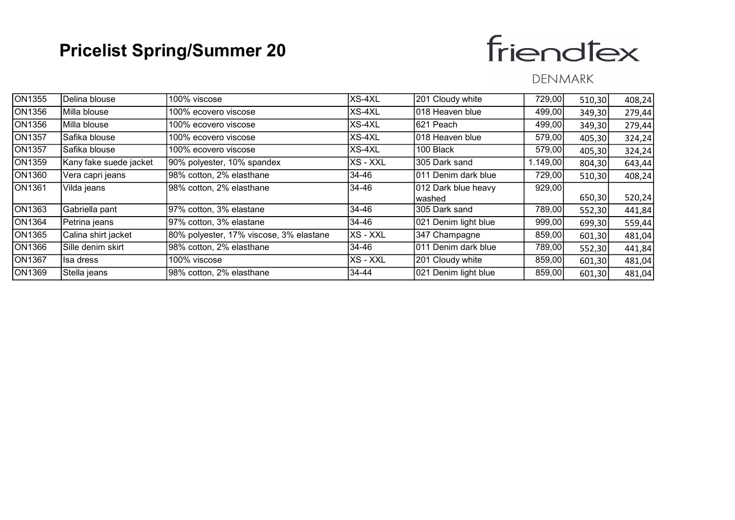# Pricelist Spring/Summer 20

friendtex DENMARK

| | | | | | | | |
|---|---|---|---|---|---|---|---|
| ON1355 | Delina blouse | 100% viscose | XS-4XL | 201 Cloudy white | 729,00 | 510,30 | 408,24 |
| ON1356 | Milla blouse | 100% ecovero viscose | XS-4XL | 018 Heaven blue | 499,00 | 349,30 | 279,44 |
| ON1356 | Milla blouse | 100% ecovero viscose | XS-4XL | 621 Peach | 499,00 | 349,30 | 279,44 |
| ON1357 | Safika blouse | 100% ecovero viscose | XS-4XL | 018 Heaven blue | 579,00 | 405,30 | 324,24 |
| ON1357 | Safika blouse | 100% ecovero viscose | XS-4XL | 100 Black | 579,00 | 405,30 | 324,24 |
| ON1359 | Kany fake suede jacket | 90% polyester, 10% spandex | XS - XXL | 305 Dark sand | 1.149,00 | 804,30 | 643,44 |
| ON1360 | Vera capri jeans | 98% cotton, 2% elasthane | 34-46 | 011 Denim dark blue | 729,00 | 510,30 | 408,24 |
| ON1361 | Vilda jeans | 98% cotton, 2% elasthane | 34-46 | 012 Dark blue heavy washed | 929,00 | 650,30 | 520,24 |
| ON1363 | Gabriella pant | 97% cotton, 3% elastane | 34-46 | 305 Dark sand | 789,00 | 552,30 | 441,84 |
| ON1364 | Petrina jeans | 97% cotton, 3% elastane | 34-46 | 021 Denim light blue | 999,00 | 699,30 | 559,44 |
| ON1365 | Calina shirt jacket | 80% polyester, 17% viscose, 3% elastane | XS - XXL | 347 Champagne | 859,00 | 601,30 | 481,04 |
| ON1366 | Sille denim skirt | 98% cotton, 2% elasthane | 34-46 | 011 Denim dark blue | 789,00 | 552,30 | 441,84 |
| ON1367 | Isa dress | 100% viscose | XS - XXL | 201 Cloudy white | 859,00 | 601,30 | 481,04 |
| ON1369 | Stella jeans | 98% cotton, 2% elasthane | 34-44 | 021 Denim light blue | 859,00 | 601,30 | 481,04 |